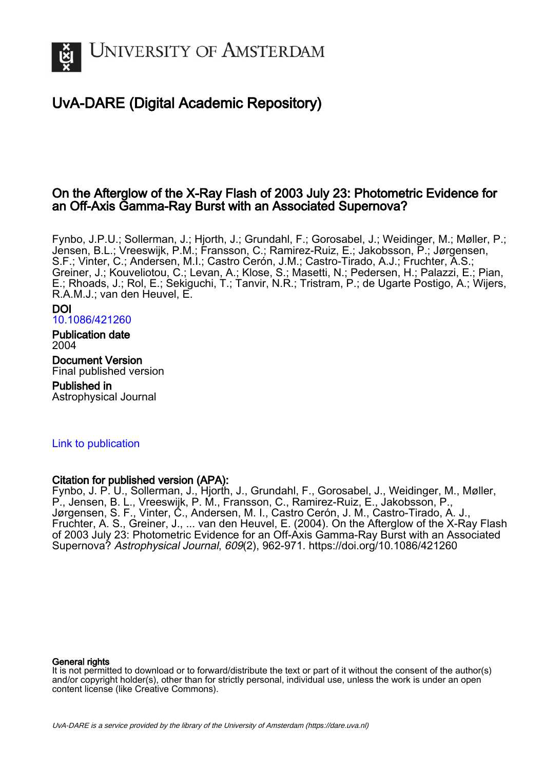# University of Amsterdam

## UvA-DARE (Digital Academic Repository)

### On the Afterglow of the X-Ray Flash of 2003 July 23: Photometric Evidence for an Off-Axis Gamma-Ray Burst with an Associated Supernova?

Fynbo, J.P.U.; Sollerman, J.; Hjorth, J.; Grundahl, F.; Gorosabel, J.; Weidinger, M.; Møller, P.; Jensen, B.L.; Vreeswijk, P.M.; Fransson, C.; Ramirez-Ruiz, E.; Jakobsson, P.; Jørgensen, S.F.; Vinter, C.; Andersen, M.I.; Castro Cerón, J.M.; Castro-Tirado, A.J.; Fruchter, A.S.; Greiner, J.; Kouveliotou, C.; Levan, A.; Klose, S.; Masetti, N.; Pedersen, H.; Palazzi, E.; Pian, E.; Rhoads, J.; Rol, E.; Sekiguchi, T.; Tanvir, N.R.; Tristram, P.; de Ugarte Postigo, A.; Wijers, R.A.M.J.; van den Heuvel, E.

**DOI**
10.1086/421260

**Publication date**
2004

**Document Version**
Final published version

**Published in**
Astrophysical Journal

Link to publication

**Citation for published version (APA):**
Fynbo, J. P. U., Sollerman, J., Hjorth, J., Grundahl, F., Gorosabel, J., Weidinger, M., Møller, P., Jensen, B. L., Vreeswijk, P. M., Fransson, C., Ramirez-Ruiz, E., Jakobsson, P., Jørgensen, S. F., Vinter, C., Andersen, M. I., Castro Cerón, J. M., Castro-Tirado, A. J., Fruchter, A. S., Greiner, J., ... van den Heuvel, E. (2004). On the Afterglow of the X-Ray Flash of 2003 July 23: Photometric Evidence for an Off-Axis Gamma-Ray Burst with an Associated Supernova? *Astrophysical Journal*, *609*(2), 962-971. https://doi.org/10.1086/421260

**General rights**
It is not permitted to download or to forward/distribute the text or part of it without the consent of the author(s) and/or copyright holder(s), other than for strictly personal, individual use, unless the work is under an open content license (like Creative Commons).

UvA-DARE is a service provided by the library of the University of Amsterdam (https://dare.uva.nl)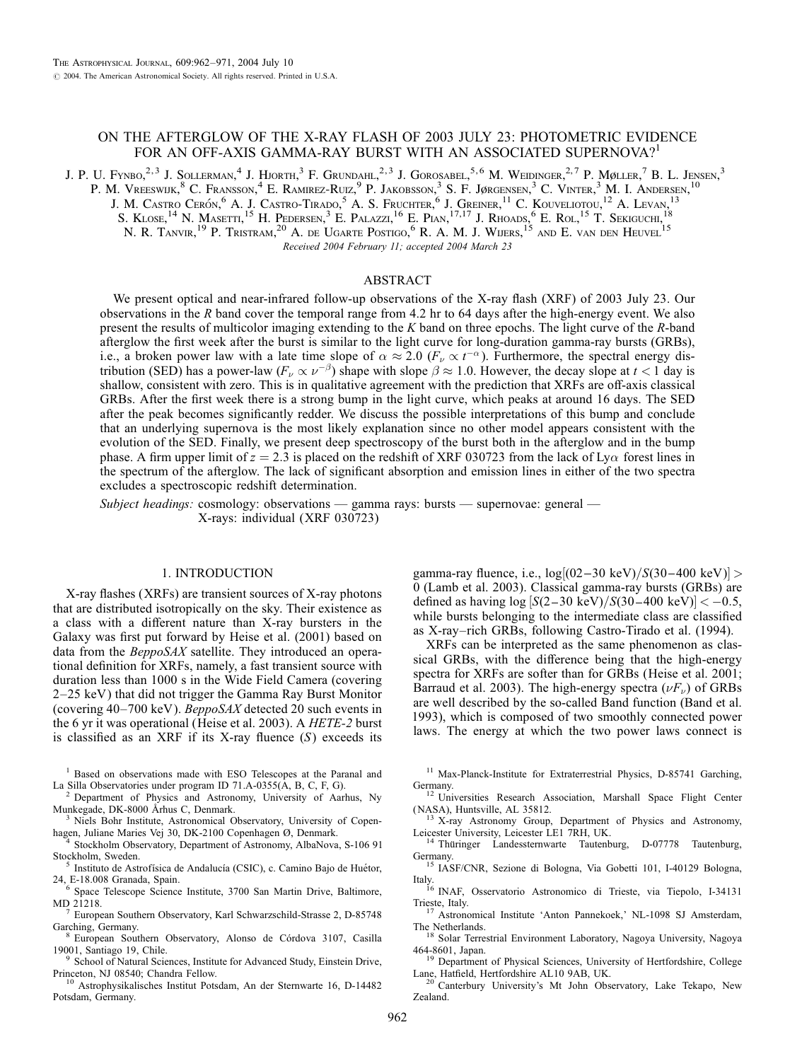# ON THE AFTERGLOW OF THE X-RAY FLASH OF 2003 JULY 23: PHOTOMETRIC EVIDENCE FOR AN OFF-AXIS GAMMA-RAY BURST WITH AN ASSOCIATED SUPERNOVA?[1]

J. P. U. Fynbo,[2,3] J. Sollerman,[4] J. Hjorth,[3] F. Grundahl,[2,3] J. Gorosabel,[5,6] M. Weidinger,[2,7] P. Møller,[7] B. L. Jensen,[3] P. M. Vreeswijk,[8] C. Fransson,[4] E. Ramirez-Ruiz,[9] P. Jakobsson,[3] S. F. Jørgensen,[3] C. Vinter,[3] M. I. Andersen,[10] J. M. Castro Cerón,[6] A. J. Castro-Tirado,[5] A. S. Fruchter,[6] J. Greiner,[11] C. Kouveliotou,[12] A. Levan,[13] S. Klose,[14] N. Masetti,[15] H. Pedersen,[3] E. Palazzi,[16] E. Pian,[17,17] J. Rhoads,[6] E. Rol,[15] T. Sekiguchi,[18] N. R. Tanvir,[19] P. Tristram,[20] A. de Ugarte Postigo,[6] R. A. M. J. Wijers,[15] and E. van den Heuvel[15]

*Received 2004 February 11; accepted 2004 March 23*

## ABSTRACT

We present optical and near-infrared follow-up observations of the X-ray flash (XRF) of 2003 July 23. Our observations in the $R$ band cover the temporal range from 4.2 hr to 64 days after the high-energy event. We also present the results of multicolor imaging extending to the $K$ band on three epochs. The light curve of the $R$-band afterglow the first week after the burst is similar to the light curve for long-duration gamma-ray bursts (GRBs), i.e., a broken power law with a late time slope of $\alpha \approx 2.0$ ($F_\nu \propto t^{-\alpha}$). Furthermore, the spectral energy distribution (SED) has a power-law ($F_\nu \propto \nu^{-\beta}$) shape with slope $\beta \approx 1.0$. However, the decay slope at $t < 1$ day is shallow, consistent with zero. This is in qualitative agreement with the prediction that XRFs are off-axis classical GRBs. After the first week there is a strong bump in the light curve, which peaks at around 16 days. The SED after the peak becomes significantly redder. We discuss the possible interpretations of this bump and conclude that an underlying supernova is the most likely explanation since no other model appears consistent with the evolution of the SED. Finally, we present deep spectroscopy of the burst both in the afterglow and in the bump phase. A firm upper limit of $z = 2.3$ is placed on the redshift of XRF 030723 from the lack of Ly$\alpha$ forest lines in the spectrum of the afterglow. The lack of significant absorption and emission lines in either of the two spectra excludes a spectroscopic redshift determination.

*Subject headings:* cosmology: observations — gamma rays: bursts — supernovae: general — X-rays: individual (XRF 030723)

## 1. INTRODUCTION

X-ray flashes (XRFs) are transient sources of X-ray photons that are distributed isotropically on the sky. Their existence as a class with a different nature than X-ray bursters in the Galaxy was first put forward by Heise et al. (2001) based on data from the *BeppoSAX* satellite. They introduced an operational definition for XRFs, namely, a fast transient source with duration less than 1000 s in the Wide Field Camera (covering 2–25 keV) that did not trigger the Gamma Ray Burst Monitor (covering 40–700 keV). *BeppoSAX* detected 20 such events in the 6 yr it was operational (Heise et al. 2003). A *HETE-2* burst is classified as an XRF if its X-ray fluence ($S$) exceeds its gamma-ray fluence, i.e., $\log[(02\text{–}30\ \text{keV})/S(30\text{–}400\ \text{keV})] > 0$ (Lamb et al. 2003). Classical gamma-ray bursts (GRBs) are defined as having $\log[S(2\text{–}30\ \text{keV})/S(30\text{–}400\ \text{keV})] < -0.5$, while bursts belonging to the intermediate class are classified as X-ray–rich GRBs, following Castro-Tirado et al. (1994).

XRFs can be interpreted as the same phenomenon as classical GRBs, with the difference being that the high-energy spectra for XRFs are softer than for GRBs (Heise et al. 2001; Barraud et al. 2003). The high-energy spectra ($\nu F_\nu$) of GRBs are well described by the so-called Band function (Band et al. 1993), which is composed of two smoothly connected power laws. The energy at which the two power laws connect is

---

[1] Based on observations made with ESO Telescopes at the Paranal and La Silla Observatories under program ID 71.A-0355(A, B, C, F, G).

[2] Department of Physics and Astronomy, University of Aarhus, Ny Munkegade, DK-8000 Århus C, Denmark.

[3] Niels Bohr Institute, Astronomical Observatory, University of Copenhagen, Juliane Maries Vej 30, DK-2100 Copenhagen Ø, Denmark.

[4] Stockholm Observatory, Department of Astronomy, AlbaNova, S-106 91 Stockholm, Sweden.

[5] Instituto de Astrofísica de Andalucía (CSIC), c. Camino Bajo de Huétor, 24, E-18.008 Granada, Spain.

[6] Space Telescope Science Institute, 3700 San Martin Drive, Baltimore, MD 21218.

[7] European Southern Observatory, Karl Schwarzschild-Strasse 2, D-85748 Garching, Germany.

[8] European Southern Observatory, Alonso de Córdova 3107, Casilla 19001, Santiago 19, Chile.

[9] School of Natural Sciences, Institute for Advanced Study, Einstein Drive, Princeton, NJ 08540; Chandra Fellow.

[10] Astrophysikalisches Institut Potsdam, An der Sternwarte 16, D-14482 Potsdam, Germany.

[11] Max-Planck-Institute for Extraterrestrial Physics, D-85741 Garching, Germany.

[12] Universities Research Association, Marshall Space Flight Center (NASA), Huntsville, AL 35812.

[13] X-ray Astronomy Group, Department of Physics and Astronomy, Leicester University, Leicester LE1 7RH, UK.

[14] Thüringer Landessternwarte Tautenburg, D-07778 Tautenburg, Germany.

[15] IASF/CNR, Sezione di Bologna, Via Gobetti 101, I-40129 Bologna, Italy.

[16] INAF, Osservatorio Astronomico di Trieste, via Tiepolo, I-34131 Trieste, Italy.

[17] Astronomical Institute 'Anton Pannekoek,' NL-1098 SJ Amsterdam, The Netherlands.

[18] Solar Terrestrial Environment Laboratory, Nagoya University, Nagoya 464-8601, Japan.

[19] Department of Physical Sciences, University of Hertfordshire, College Lane, Hatfield, Hertfordshire AL10 9AB, UK.

[20] Canterbury University's Mt John Observatory, Lake Tekapo, New Zealand.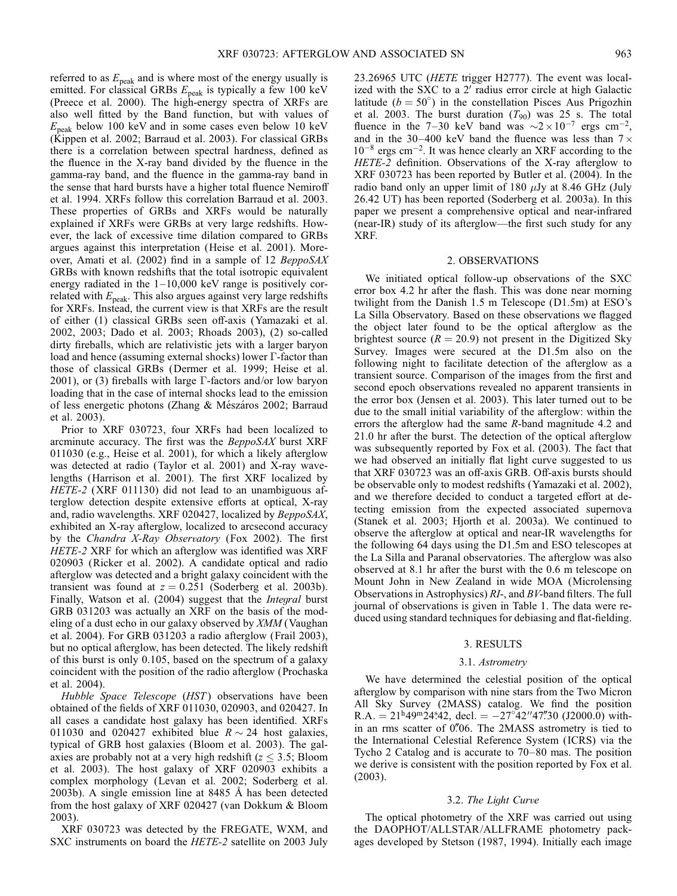referred to as $E_{\rm peak}$ and is where most of the energy usually is emitted. For classical GRBs $E_{\rm peak}$ is typically a few 100 keV (Preece et al. 2000). The high-energy spectra of XRFs are also well fitted by the Band function, but with values of $E_{\rm peak}$ below 100 keV and in some cases even below 10 keV (Kippen et al. 2002; Barraud et al. 2003). For classical GRBs there is a correlation between spectral hardness, defined as the fluence in the X-ray band divided by the fluence in the gamma-ray band, and the fluence in the gamma-ray band in the sense that hard bursts have a higher total fluence Nemiroff et al. 1994. XRFs follow this correlation Barraud et al. 2003. These properties of GRBs and XRFs would be naturally explained if XRFs were GRBs at very large redshifts. However, the lack of excessive time dilation compared to GRBs argues against this interpretation (Heise et al. 2001). Moreover, Amati et al. (2002) find in a sample of 12 *BeppoSAX* GRBs with known redshifts that the total isotropic equivalent energy radiated in the 1–10,000 keV range is positively correlated with $E_{\rm peak}$. This also argues against very large redshifts for XRFs. Instead, the current view is that XRFs are the result of either (1) classical GRBs seen off-axis (Yamazaki et al. 2002, 2003; Dado et al. 2003; Rhoads 2003), (2) so-called dirty fireballs, which are relativistic jets with a larger baryon load and hence (assuming external shocks) lower Γ-factor than those of classical GRBs (Dermer et al. 1999; Heise et al. 2001), or (3) fireballs with large Γ-factors and/or low baryon loading that in the case of internal shocks lead to the emission of less energetic photons (Zhang & Mészáros 2002; Barraud et al. 2003).

Prior to XRF 030723, four XRFs had been localized to arcminute accuracy. The first was the *BeppoSAX* burst XRF 011030 (e.g., Heise et al. 2001), for which a likely afterglow was detected at radio (Taylor et al. 2001) and X-ray wavelengths (Harrison et al. 2001). The first XRF localized by *HETE-2* (XRF 011130) did not lead to an unambiguous afterglow detection despite extensive efforts at optical, X-ray and, radio wavelengths. XRF 020427, localized by *BeppoSAX*, exhibited an X-ray afterglow, localized to arcsecond accuracy by the *Chandra X-Ray Observatory* (Fox 2002). The first *HETE-2* XRF for which an afterglow was identified was XRF 020903 (Ricker et al. 2002). A candidate optical and radio afterglow was detected and a bright galaxy coincident with the transient was found at $z = 0.251$ (Soderberg et al. 2003b). Finally, Watson et al. (2004) suggest that the *Integral* burst GRB 031203 was actually an XRF on the basis of the modeling of a dust echo in our galaxy observed by *XMM* (Vaughan et al. 2004). For GRB 031203 a radio afterglow (Frail 2003), but no optical afterglow, has been detected. The likely redshift of this burst is only 0.105, based on the spectrum of a galaxy coincident with the position of the radio afterglow (Prochaska et al. 2004).

*Hubble Space Telescope* (*HST*) observations have been obtained of the fields of XRF 011030, 020903, and 020427. In all cases a candidate host galaxy has been identified. XRFs 011030 and 020427 exhibited blue $R \sim 24$ host galaxies, typical of GRB host galaxies (Bloom et al. 2003). The galaxies are probably not at a very high redshift ($z \lesssim 3.5$; Bloom et al. 2003). The host galaxy of XRF 020903 exhibits a complex morphology (Levan et al. 2002; Soderberg et al. 2003b). A single emission line at 8485 Å has been detected from the host galaxy of XRF 020427 (van Dokkum & Bloom 2003).

XRF 030723 was detected by the FREGATE, WXM, and SXC instruments on board the *HETE-2* satellite on 2003 July 23.26965 UTC (*HETE* trigger H2777). The event was localized with the SXC to a 2′ radius error circle at high Galactic latitude ($b = 50°$) in the constellation Pisces Aus Prigozhin et al. 2003. The burst duration ($T_{90}$) was 25 s. The total fluence in the 7–30 keV band was $\sim 2 \times 10^{-7}$ ergs cm$^{-2}$, and in the 30–400 keV band the fluence was less than $7 \times 10^{-8}$ ergs cm$^{-2}$. It was hence clearly an XRF according to the *HETE-2* definition. Observations of the X-ray afterglow to XRF 030723 has been reported by Butler et al. (2004). In the radio band only an upper limit of 180 μJy at 8.46 GHz (July 26.42 UT) has been reported (Soderberg et al. 2003a). In this paper we present a comprehensive optical and near-infrared (near-IR) study of its afterglow—the first such study for any XRF.

## 2. OBSERVATIONS

We initiated optical follow-up observations of the SXC error box 4.2 hr after the flash. This was done near morning twilight from the Danish 1.5 m Telescope (D1.5m) at ESO's La Silla Observatory. Based on these observations we flagged the object later found to be the optical afterglow as the brightest source ($R = 20.9$) not present in the Digitized Sky Survey. Images were secured at the D1.5m also on the following night to facilitate detection of the afterglow as a transient source. Comparison of the images from the first and second epoch observations revealed no apparent transients in the error box (Jensen et al. 2003). This later turned out to be due to the small initial variability of the afterglow: within the errors the afterglow had the same *R*-band magnitude 4.2 and 21.0 hr after the burst. The detection of the optical afterglow was subsequently reported by Fox et al. (2003). The fact that we had observed an initially flat light curve suggested to us that XRF 030723 was an off-axis GRB. Off-axis bursts should be observable only to modest redshifts (Yamazaki et al. 2002), and we therefore decided to conduct a targeted effort at detecting emission from the expected associated supernova (Stanek et al. 2003; Hjorth et al. 2003a). We continued to observe the afterglow at optical and near-IR wavelengths for the following 64 days using the D1.5m and ESO telescopes at the La Silla and Paranal observatories. The afterglow was also observed at 8.1 hr after the burst with the 0.6 m telescope on Mount John in New Zealand in wide MOA (Microlensing Observations in Astrophysics) *RI*-, and *BV*-band filters. The full journal of observations is given in Table 1. The data were reduced using standard techniques for debiasing and flat-fielding.

## 3. RESULTS

### 3.1. *Astrometry*

We have determined the celestial position of the optical afterglow by comparison with nine stars from the Two Micron All Sky Survey (2MASS) catalog. We find the position R.A. = 21ʰ49ᵐ24ˢ.42, decl. = −27°42′47″.30 (J2000.0) within an rms scatter of 0″.06. The 2MASS astrometry is tied to the International Celestial Reference System (ICRS) via the Tycho 2 Catalog and is accurate to 70–80 mas. The position we derive is consistent with the position reported by Fox et al. (2003).

### 3.2. *The Light Curve*

The optical photometry of the XRF was carried out using the DAOPHOT/ALLSTAR/ALLFRAME photometry packages developed by Stetson (1987, 1994). Initially each image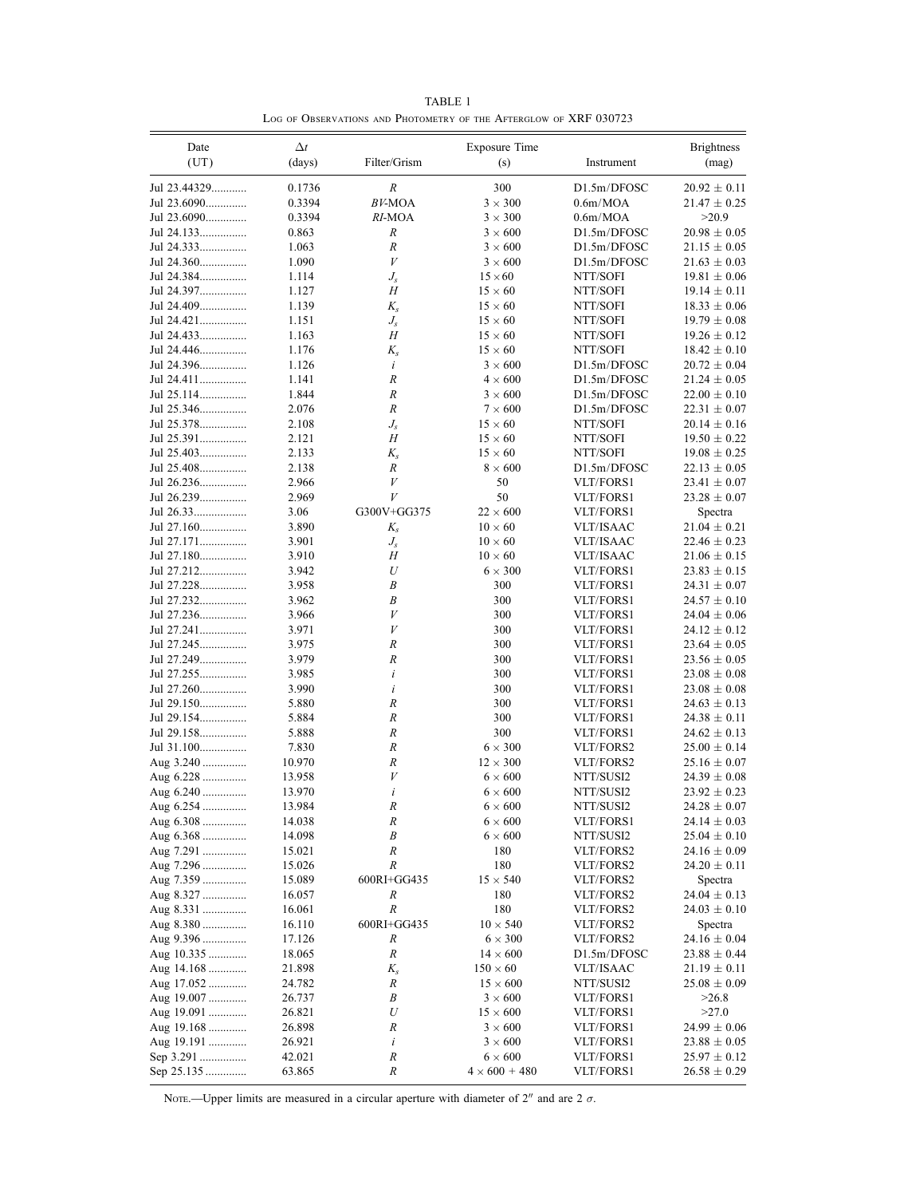TABLE 1

Log of Observations and Photometry of the Afterglow of XRF 030723

| Date (UT) | $\Delta t$ (days) | Filter/Grism | Exposure Time (s) | Instrument | Brightness (mag) |
|---|---|---|---|---|---|
| Jul 23.44329 | 0.1736 | $R$ | 300 | D1.5m/DFOSC | $20.92 \pm 0.11$ |
| Jul 23.6090 | 0.3394 | $BV$-MOA | $3 \times 300$ | 0.6m/MOA | $21.47 \pm 0.25$ |
| Jul 23.6090 | 0.3394 | $RI$-MOA | $3 \times 300$ | 0.6m/MOA | >20.9 |
| Jul 24.133 | 0.863 | $R$ | $3 \times 600$ | D1.5m/DFOSC | $20.98 \pm 0.05$ |
| Jul 24.333 | 1.063 | $R$ | $3 \times 600$ | D1.5m/DFOSC | $21.15 \pm 0.05$ |
| Jul 24.360 | 1.090 | $V$ | $3 \times 600$ | D1.5m/DFOSC | $21.63 \pm 0.03$ |
| Jul 24.384 | 1.114 | $J_s$ | $15 \times 60$ | NTT/SOFI | $19.81 \pm 0.06$ |
| Jul 24.397 | 1.127 | $H$ | $15 \times 60$ | NTT/SOFI | $19.14 \pm 0.11$ |
| Jul 24.409 | 1.139 | $K_s$ | $15 \times 60$ | NTT/SOFI | $18.33 \pm 0.06$ |
| Jul 24.421 | 1.151 | $J_s$ | $15 \times 60$ | NTT/SOFI | $19.79 \pm 0.08$ |
| Jul 24.433 | 1.163 | $H$ | $15 \times 60$ | NTT/SOFI | $19.26 \pm 0.12$ |
| Jul 24.446 | 1.176 | $K_s$ | $15 \times 60$ | NTT/SOFI | $18.42 \pm 0.10$ |
| Jul 24.396 | 1.126 | $i$ | $3 \times 600$ | D1.5m/DFOSC | $20.72 \pm 0.04$ |
| Jul 24.411 | 1.141 | $R$ | $4 \times 600$ | D1.5m/DFOSC | $21.24 \pm 0.05$ |
| Jul 25.114 | 1.844 | $R$ | $3 \times 600$ | D1.5m/DFOSC | $22.00 \pm 0.10$ |
| Jul 25.346 | 2.076 | $R$ | $7 \times 600$ | D1.5m/DFOSC | $22.31 \pm 0.07$ |
| Jul 25.378 | 2.108 | $J_s$ | $15 \times 60$ | NTT/SOFI | $20.14 \pm 0.16$ |
| Jul 25.391 | 2.121 | $H$ | $15 \times 60$ | NTT/SOFI | $19.50 \pm 0.22$ |
| Jul 25.403 | 2.133 | $K_s$ | $15 \times 60$ | NTT/SOFI | $19.08 \pm 0.25$ |
| Jul 25.408 | 2.138 | $R$ | $8 \times 600$ | D1.5m/DFOSC | $22.13 \pm 0.05$ |
| Jul 26.236 | 2.966 | $V$ | 50 | VLT/FORS1 | $23.41 \pm 0.07$ |
| Jul 26.239 | 2.969 | $V$ | 50 | VLT/FORS1 | $23.28 \pm 0.07$ |
| Jul 26.33 | 3.06 | G300V+GG375 | $22 \times 600$ | VLT/FORS1 | Spectra |
| Jul 27.160 | 3.890 | $K_s$ | $10 \times 60$ | VLT/ISAAC | $21.04 \pm 0.21$ |
| Jul 27.171 | 3.901 | $J_s$ | $10 \times 60$ | VLT/ISAAC | $22.46 \pm 0.23$ |
| Jul 27.180 | 3.910 | $H$ | $10 \times 60$ | VLT/ISAAC | $21.06 \pm 0.15$ |
| Jul 27.212 | 3.942 | $U$ | $6 \times 300$ | VLT/FORS1 | $23.83 \pm 0.15$ |
| Jul 27.228 | 3.958 | $B$ | 300 | VLT/FORS1 | $24.31 \pm 0.07$ |
| Jul 27.232 | 3.962 | $B$ | 300 | VLT/FORS1 | $24.57 \pm 0.10$ |
| Jul 27.236 | 3.966 | $V$ | 300 | VLT/FORS1 | $24.04 \pm 0.06$ |
| Jul 27.241 | 3.971 | $V$ | 300 | VLT/FORS1 | $24.12 \pm 0.12$ |
| Jul 27.245 | 3.975 | $R$ | 300 | VLT/FORS1 | $23.64 \pm 0.05$ |
| Jul 27.249 | 3.979 | $R$ | 300 | VLT/FORS1 | $23.56 \pm 0.05$ |
| Jul 27.255 | 3.985 | $i$ | 300 | VLT/FORS1 | $23.08 \pm 0.08$ |
| Jul 27.260 | 3.990 | $i$ | 300 | VLT/FORS1 | $23.08 \pm 0.08$ |
| Jul 29.150 | 5.880 | $R$ | 300 | VLT/FORS1 | $24.63 \pm 0.13$ |
| Jul 29.154 | 5.884 | $R$ | 300 | VLT/FORS1 | $24.38 \pm 0.11$ |
| Jul 29.158 | 5.888 | $R$ | 300 | VLT/FORS1 | $24.62 \pm 0.13$ |
| Jul 31.100 | 7.830 | $R$ | $6 \times 300$ | VLT/FORS2 | $25.00 \pm 0.14$ |
| Aug 3.240 | 10.970 | $R$ | $12 \times 300$ | VLT/FORS2 | $25.16 \pm 0.07$ |
| Aug 6.228 | 13.958 | $V$ | $6 \times 600$ | NTT/SUSI2 | $24.39 \pm 0.08$ |
| Aug 6.240 | 13.970 | $i$ | $6 \times 600$ | NTT/SUSI2 | $23.92 \pm 0.23$ |
| Aug 6.254 | 13.984 | $R$ | $6 \times 600$ | NTT/SUSI2 | $24.28 \pm 0.07$ |
| Aug 6.308 | 14.038 | $R$ | $6 \times 600$ | VLT/FORS1 | $24.14 \pm 0.03$ |
| Aug 6.368 | 14.098 | $B$ | $6 \times 600$ | NTT/SUSI2 | $25.04 \pm 0.10$ |
| Aug 7.291 | 15.021 | $R$ | 180 | VLT/FORS2 | $24.16 \pm 0.09$ |
| Aug 7.296 | 15.026 | $R$ | 180 | VLT/FORS2 | $24.20 \pm 0.11$ |
| Aug 7.359 | 15.089 | 600RI+GG435 | $15 \times 540$ | VLT/FORS2 | Spectra |
| Aug 8.327 | 16.057 | $R$ | 180 | VLT/FORS2 | $24.04 \pm 0.13$ |
| Aug 8.331 | 16.061 | $R$ | 180 | VLT/FORS2 | $24.03 \pm 0.10$ |
| Aug 8.380 | 16.110 | 600RI+GG435 | $10 \times 540$ | VLT/FORS2 | Spectra |
| Aug 9.396 | 17.126 | $R$ | $6 \times 300$ | VLT/FORS2 | $24.16 \pm 0.04$ |
| Aug 10.335 | 18.065 | $R$ | $14 \times 600$ | D1.5m/DFOSC | $23.88 \pm 0.44$ |
| Aug 14.168 | 21.898 | $K_s$ | $150 \times 60$ | VLT/ISAAC | $21.19 \pm 0.11$ |
| Aug 17.052 | 24.782 | $R$ | $15 \times 600$ | NTT/SUSI2 | $25.08 \pm 0.09$ |
| Aug 19.007 | 26.737 | $B$ | $3 \times 600$ | VLT/FORS1 | >26.8 |
| Aug 19.091 | 26.821 | $U$ | $15 \times 600$ | VLT/FORS1 | >27.0 |
| Aug 19.168 | 26.898 | $R$ | $3 \times 600$ | VLT/FORS1 | $24.99 \pm 0.06$ |
| Aug 19.191 | 26.921 | $i$ | $3 \times 600$ | VLT/FORS1 | $23.88 \pm 0.05$ |
| Sep 3.291 | 42.021 | $R$ | $6 \times 600$ | VLT/FORS1 | $25.97 \pm 0.12$ |
| Sep 25.135 | 63.865 | $R$ | $4 \times 600 + 480$ | VLT/FORS1 | $26.58 \pm 0.29$ |

Note.—Upper limits are measured in a circular aperture with diameter of 2″ and are 2 $\sigma$.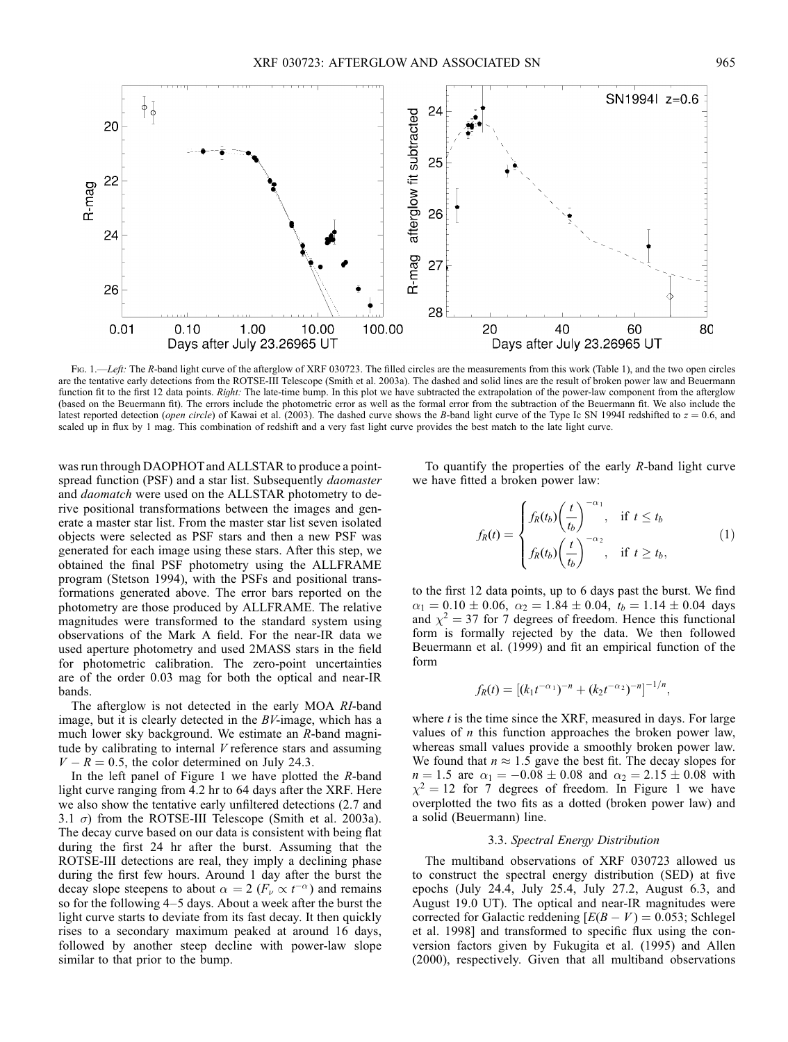Fig. 1.—*Left:* The *R*-band light curve of the afterglow of XRF 030723. The filled circles are the measurements from this work (Table 1), and the two open circles are the tentative early detections from the ROTSE-III Telescope (Smith et al. 2003a). The dashed and solid lines are the result of broken power law and Beuermann function fit to the first 12 data points. *Right:* The late-time bump. In this plot we have subtracted the extrapolation of the power-law component from the afterglow (based on the Beuermann fit). The errors include the photometric error as well as the formal error from the subtraction of the Beuermann fit. We also include the latest reported detection (*open circle*) of Kawai et al. (2003). The dashed curve shows the *B*-band light curve of the Type Ic SN 1994I redshifted to $z = 0.6$, and scaled up in flux by 1 mag. This combination of redshift and a very fast light curve provides the best match to the late light curve.

was run through DAOPHOT and ALLSTAR to produce a point-spread function (PSF) and a star list. Subsequently *daomaster* and *daomatch* were used on the ALLSTAR photometry to derive positional transformations between the images and generate a master star list. From the master star list seven isolated objects were selected as PSF stars and then a new PSF was generated for each image using these stars. After this step, we obtained the final PSF photometry using the ALLFRAME program (Stetson 1994), with the PSFs and positional transformations generated above. The error bars reported on the photometry are those produced by ALLFRAME. The relative magnitudes were transformed to the standard system using observations of the Mark A field. For the near-IR data we used aperture photometry and used 2MASS stars in the field for photometric calibration. The zero-point uncertainties are of the order 0.03 mag for both the optical and near-IR bands.

The afterglow is not detected in the early MOA *RI*-band image, but it is clearly detected in the *BV*-image, which has a much lower sky background. We estimate an *R*-band magnitude by calibrating to internal *V* reference stars and assuming $V - R = 0.5$, the color determined on July 24.3.

In the left panel of Figure 1 we have plotted the *R*-band light curve ranging from 4.2 hr to 64 days after the XRF. Here we also show the tentative early unfiltered detections (2.7 and 3.1 $\sigma$) from the ROTSE-III Telescope (Smith et al. 2003a). The decay curve based on our data is consistent with being flat during the first 24 hr after the burst. Assuming that the ROTSE-III detections are real, they imply a declining phase during the first few hours. Around 1 day after the burst the decay slope steepens to about $\alpha = 2$ ($F_\nu \propto t^{-\alpha}$) and remains so for the following 4–5 days. About a week after the burst the light curve starts to deviate from its fast decay. It then quickly rises to a secondary maximum peaked at around 16 days, followed by another steep decline with power-law slope similar to that prior to the bump.

To quantify the properties of the early *R*-band light curve we have fitted a broken power law:

$$f_R(t) = \begin{cases} f_R(t_b)\left(\dfrac{t}{t_b}\right)^{-\alpha_1}, & \text{if } t \leq t_b \\ f_R(t_b)\left(\dfrac{t}{t_b}\right)^{-\alpha_2}, & \text{if } t \geq t_b, \end{cases} \quad (1)$$

to the first 12 data points, up to 6 days past the burst. We find $\alpha_1 = 0.10 \pm 0.06$, $\alpha_2 = 1.84 \pm 0.04$, $t_b = 1.14 \pm 0.04$ days and $\chi^2 = 37$ for 7 degrees of freedom. Hence this functional form is formally rejected by the data. We then followed Beuermann et al. (1999) and fit an empirical function of the form

$$f_R(t) = [(k_1 t^{-\alpha_1})^{-n} + (k_2 t^{-\alpha_2})^{-n}]^{-1/n},$$

where $t$ is the time since the XRF, measured in days. For large values of $n$ this function approaches the broken power law, whereas small values provide a smoothly broken power law. We found that $n \approx 1.5$ gave the best fit. The decay slopes for $n = 1.5$ are $\alpha_1 = -0.08 \pm 0.08$ and $\alpha_2 = 2.15 \pm 0.08$ with $\chi^2 = 12$ for 7 degrees of freedom. In Figure 1 we have overplotted the two fits as a dotted (broken power law) and a solid (Beuermann) line.

### 3.3. *Spectral Energy Distribution*

The multiband observations of XRF 030723 allowed us to construct the spectral energy distribution (SED) at five epochs (July 24.4, July 25.4, July 27.2, August 6.3, and August 19.0 UT). The optical and near-IR magnitudes were corrected for Galactic reddening [$E(B - V) = 0.053$; Schlegel et al. 1998] and transformed to specific flux using the conversion factors given by Fukugita et al. (1995) and Allen (2000), respectively. Given that all multiband observations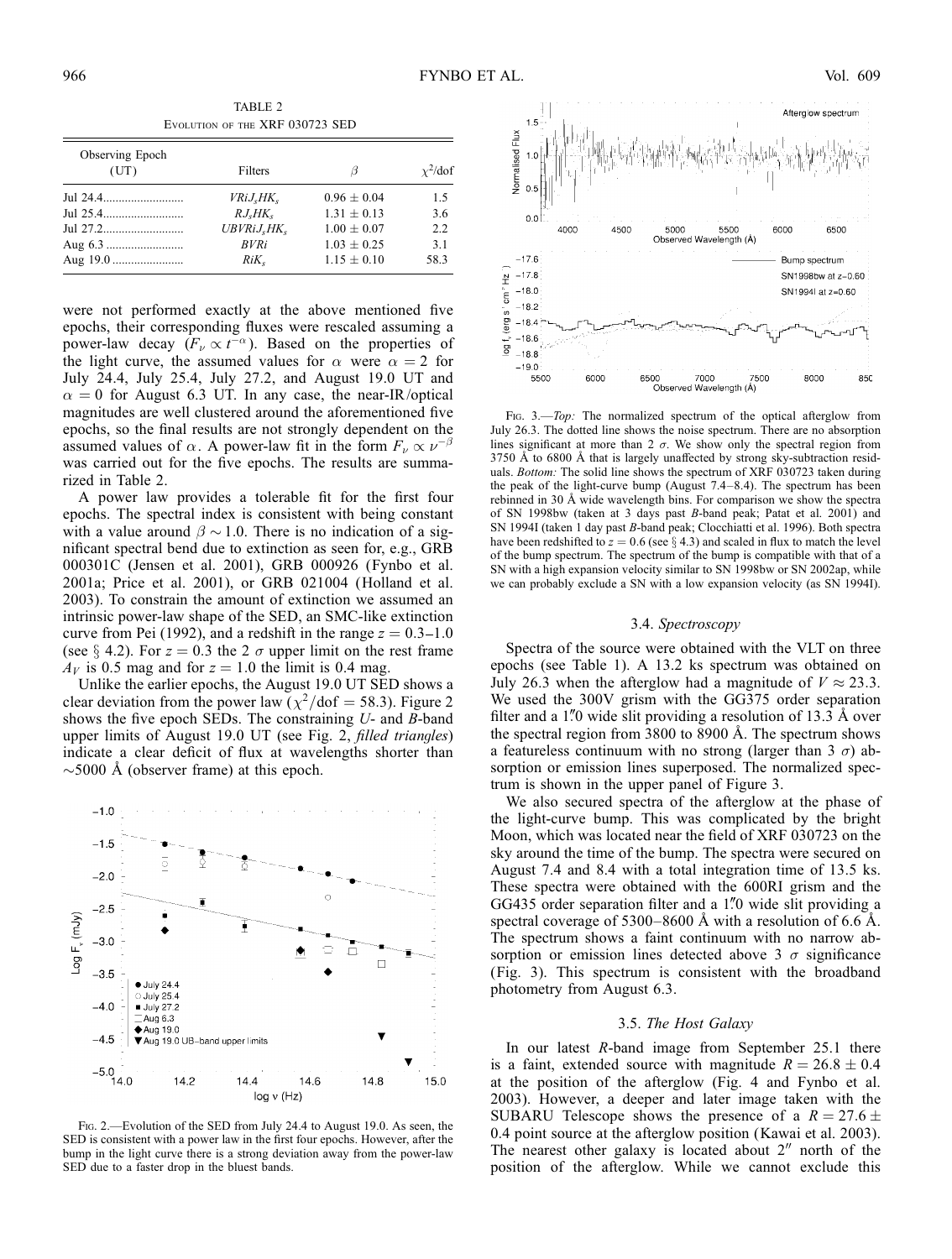TABLE 2

Evolution of the XRF 030723 SED

| Observing Epoch (UT) | Filters | $\beta$ | $\chi^2$/dof |
|---|---|---|---|
| Jul 24.4 | $VRiJ_sHK_s$ | $0.96 \pm 0.04$ | 1.5 |
| Jul 25.4 | $RJ_sHK_s$ | $1.31 \pm 0.13$ | 3.6 |
| Jul 27.2 | $UBVRiJ_sHK_s$ | $1.00 \pm 0.07$ | 2.2 |
| Aug 6.3 | $BVRi$ | $1.03 \pm 0.25$ | 3.1 |
| Aug 19.0 | $RiK_s$ | $1.15 \pm 0.10$ | 58.3 |

were not performed exactly at the above mentioned five epochs, their corresponding fluxes were rescaled assuming a power-law decay ($F_\nu \propto t^{-\alpha}$). Based on the properties of the light curve, the assumed values for $\alpha$ were $\alpha = 2$ for July 24.4, July 25.4, July 27.2, and August 19.0 UT and $\alpha = 0$ for August 6.3 UT. In any case, the near-IR/optical magnitudes are well clustered around the aforementioned five epochs, so the final results are not strongly dependent on the assumed values of $\alpha$. A power-law fit in the form $F_\nu \propto \nu^{-\beta}$ was carried out for the five epochs. The results are summarized in Table 2.

A power law provides a tolerable fit for the first four epochs. The spectral index is consistent with being constant with a value around $\beta \sim 1.0$. There is no indication of a significant spectral bend due to extinction as seen for, e.g., GRB 000301C (Jensen et al. 2001), GRB 000926 (Fynbo et al. 2001a; Price et al. 2001), or GRB 021004 (Holland et al. 2003). To constrain the amount of extinction we assumed an intrinsic power-law shape of the SED, an SMC-like extinction curve from Pei (1992), and a redshift in the range $z = 0.3$–$1.0$ (see § 4.2). For $z = 0.3$ the 2 $\sigma$ upper limit on the rest frame $A_V$ is 0.5 mag and for $z = 1.0$ the limit is 0.4 mag.

Unlike the earlier epochs, the August 19.0 UT SED shows a clear deviation from the power law ($\chi^2$/dof = 58.3). Figure 2 shows the five epoch SEDs. The constraining *U*- and *B*-band upper limits of August 19.0 UT (see Fig. 2, *filled triangles*) indicate a clear deficit of flux at wavelengths shorter than $\sim$5000 Å (observer frame) at this epoch.

Fig. 2.—Evolution of the SED from July 24.4 to August 19.0. As seen, the SED is consistent with a power law in the first four epochs. However, after the bump in the light curve there is a strong deviation away from the power-law SED due to a faster drop in the bluest bands.

Fig. 3.—*Top:* The normalized spectrum of the optical afterglow from July 26.3. The dotted line shows the noise spectrum. There are no absorption lines significant at more than 2 $\sigma$. We show only the spectral region from 3750 Å to 6800 Å that is largely unaffected by strong sky-subtraction residuals. *Bottom:* The solid line shows the spectrum of XRF 030723 taken during the peak of the light-curve bump (August 7.4–8.4). The spectrum has been rebinned in 30 Å wide wavelength bins. For comparison we show the spectra of SN 1998bw (taken at 3 days past *B*-band peak; Patat et al. 2001) and SN 1994I (taken 1 day past *B*-band peak; Clocchiatti et al. 1996). Both spectra have been redshifted to $z = 0.6$ (see § 4.3) and scaled in flux to match the level of the bump spectrum. The spectrum of the bump is compatible with that of a SN with a high expansion velocity similar to SN 1998bw or SN 2002ap, while we can probably exclude a SN with a low expansion velocity (as SN 1994I).

### 3.4. *Spectroscopy*

Spectra of the source were obtained with the VLT on three epochs (see Table 1). A 13.2 ks spectrum was obtained on July 26.3 when the afterglow had a magnitude of $V \approx 23.3$. We used the 300V grism with the GG375 order separation filter and a 1."0 wide slit providing a resolution of 13.3 Å over the spectral region from 3800 to 8900 Å. The spectrum shows a featureless continuum with no strong (larger than 3 $\sigma$) absorption or emission lines superposed. The normalized spectrum is shown in the upper panel of Figure 3.

We also secured spectra of the afterglow at the phase of the light-curve bump. This was complicated by the bright Moon, which was located near the field of XRF 030723 on the sky around the time of the bump. The spectra were secured on August 7.4 and 8.4 with a total integration time of 13.5 ks. These spectra were obtained with the 600RI grism and the GG435 order separation filter and a 1."0 wide slit providing a spectral coverage of 5300–8600 Å with a resolution of 6.6 Å. The spectrum shows a faint continuum with no narrow absorption or emission lines detected above 3 $\sigma$ significance (Fig. 3). This spectrum is consistent with the broadband photometry from August 6.3.

### 3.5. *The Host Galaxy*

In our latest *R*-band image from September 25.1 there is a faint, extended source with magnitude $R = 26.8 \pm 0.4$ at the position of the afterglow (Fig. 4 and Fynbo et al. 2003). However, a deeper and later image taken with the SUBARU Telescope shows the presence of a $R = 27.6 \pm 0.4$ point source at the afterglow position (Kawai et al. 2003). The nearest other galaxy is located about 2″ north of the position of the afterglow. While we cannot exclude this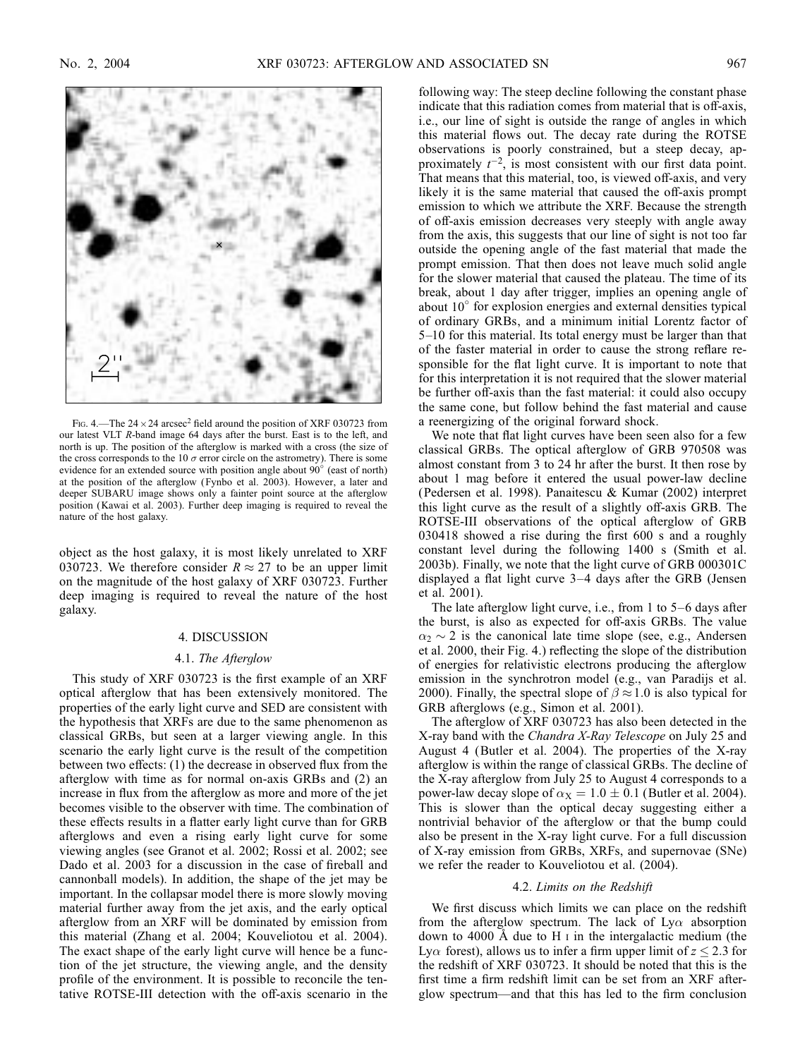Fig. 4.—The $24 \times 24$ arcsec$^2$ field around the position of XRF 030723 from our latest VLT *R*-band image 64 days after the burst. East is to the left, and north is up. The position of the afterglow is marked with a cross (the size of the cross corresponds to the 10 $\sigma$ error circle on the astrometry). There is some evidence for an extended source with position angle about 90° (east of north) at the position of the afterglow (Fynbo et al. 2003). However, a later and deeper SUBARU image shows only a fainter point source at the afterglow position (Kawai et al. 2003). Further deep imaging is required to reveal the nature of the host galaxy.

object as the host galaxy, it is most likely unrelated to XRF 030723. We therefore consider $R \approx 27$ to be an upper limit on the magnitude of the host galaxy of XRF 030723. Further deep imaging is required to reveal the nature of the host galaxy.

## 4. DISCUSSION

### 4.1. *The Afterglow*

This study of XRF 030723 is the first example of an XRF optical afterglow that has been extensively monitored. The properties of the early light curve and SED are consistent with the hypothesis that XRFs are due to the same phenomenon as classical GRBs, but seen at a larger viewing angle. In this scenario the early light curve is the result of the competition between two effects: (1) the decrease in observed flux from the afterglow with time as for normal on-axis GRBs and (2) an increase in flux from the afterglow as more and more of the jet becomes visible to the observer with time. The combination of these effects results in a flatter early light curve than for GRB afterglows and even a rising early light curve for some viewing angles (see Granot et al. 2002; Rossi et al. 2002; see Dado et al. 2003 for a discussion in the case of fireball and cannonball models). In addition, the shape of the jet may be important. In the collapsar model there is more slowly moving material further away from the jet axis, and the early optical afterglow from an XRF will be dominated by emission from this material (Zhang et al. 2004; Kouveliotou et al. 2004). The exact shape of the early light curve will hence be a function of the jet structure, the viewing angle, and the density profile of the environment. It is possible to reconcile the tentative ROTSE-III detection with the off-axis scenario in the following way: The steep decline following the constant phase indicate that this radiation comes from material that is off-axis, i.e., our line of sight is outside the range of angles in which this material flows out. The decay rate during the ROTSE observations is poorly constrained, but a steep decay, approximately $t^{-2}$, is most consistent with our first data point. That means that this material, too, is viewed off-axis, and very likely it is the same material that caused the off-axis prompt emission to which we attribute the XRF. Because the strength of off-axis emission decreases very steeply with angle away from the axis, this suggests that our line of sight is not too far outside the opening angle of the fast material that made the prompt emission. That then does not leave much solid angle for the slower material that caused the plateau. The time of its break, about 1 day after trigger, implies an opening angle of about 10° for explosion energies and external densities typical of ordinary GRBs, and a minimum initial Lorentz factor of 5–10 for this material. Its total energy must be larger than that of the faster material in order to cause the strong reflare responsible for the flat light curve. It is important to note that for this interpretation it is not required that the slower material be further off-axis than the fast material: it could also occupy the same cone, but follow behind the fast material and cause a reenergizing of the original forward shock.

We note that flat light curves have been seen also for a few classical GRBs. The optical afterglow of GRB 970508 was almost constant from 3 to 24 hr after the burst. It then rose by about 1 mag before it entered the usual power-law decline (Pedersen et al. 1998). Panaitescu & Kumar (2002) interpret this light curve as the result of a slightly off-axis GRB. The ROTSE-III observations of the optical afterglow of GRB 030418 showed a rise during the first 600 s and a roughly constant level during the following 1400 s (Smith et al. 2003b). Finally, we note that the light curve of GRB 000301C displayed a flat light curve 3–4 days after the GRB (Jensen et al. 2001).

The late afterglow light curve, i.e., from 1 to 5–6 days after the burst, is also as expected for off-axis GRBs. The value $\alpha_2 \sim 2$ is the canonical late time slope (see, e.g., Andersen et al. 2000, their Fig. 4.) reflecting the slope of the distribution of energies for relativistic electrons producing the afterglow emission in the synchrotron model (e.g., van Paradijs et al. 2000). Finally, the spectral slope of $\beta \approx 1.0$ is also typical for GRB afterglows (e.g., Simon et al. 2001).

The afterglow of XRF 030723 has also been detected in the X-ray band with the *Chandra X-Ray Telescope* on July 25 and August 4 (Butler et al. 2004). The properties of the X-ray afterglow is within the range of classical GRBs. The decline of the X-ray afterglow from July 25 to August 4 corresponds to a power-law decay slope of $\alpha_X = 1.0 \pm 0.1$ (Butler et al. 2004). This is slower than the optical decay suggesting either a nontrivial behavior of the afterglow or that the bump could also be present in the X-ray light curve. For a full discussion of X-ray emission from GRBs, XRFs, and supernovae (SNe) we refer the reader to Kouveliotou et al. (2004).

### 4.2. *Limits on the Redshift*

We first discuss which limits we can place on the redshift from the afterglow spectrum. The lack of Ly$\alpha$ absorption down to 4000 Å due to H I in the intergalactic medium (the Ly$\alpha$ forest), allows us to infer a firm upper limit of $z \leq 2.3$ for the redshift of XRF 030723. It should be noted that this is the first time a firm redshift limit can be set from an XRF afterglow spectrum—and that this has led to the firm conclusion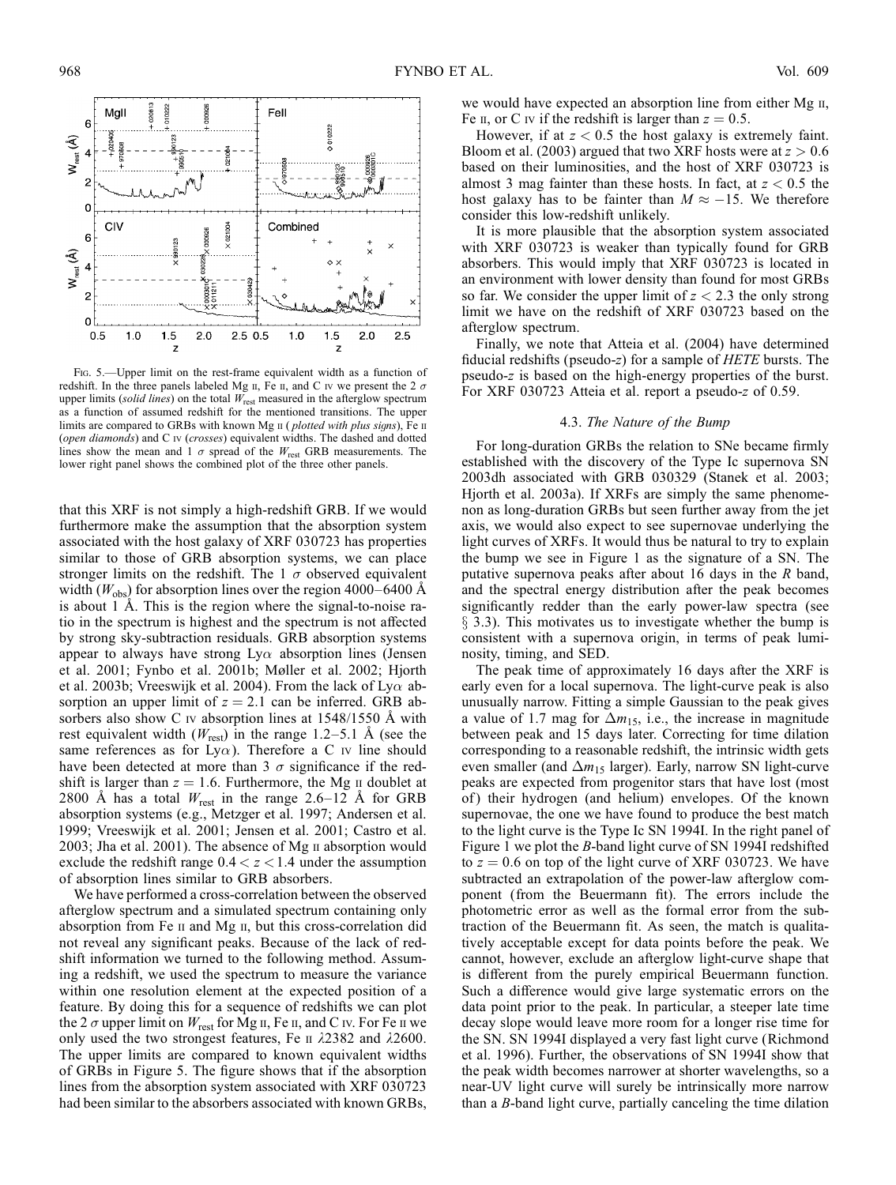FIG. 5.—Upper limit on the rest-frame equivalent width as a function of redshift. In the three panels labeled Mg II, Fe II, and C IV we present the 2 $\sigma$ upper limits (*solid lines*) on the total $W_{\rm rest}$ measured in the afterglow spectrum as a function of assumed redshift for the mentioned transitions. The upper limits are compared to GRBs with known Mg II (*plotted with plus signs*), Fe II (*open diamonds*) and C IV (*crosses*) equivalent widths. The dashed and dotted lines show the mean and 1 $\sigma$ spread of the $W_{\rm rest}$ GRB measurements. The lower right panel shows the combined plot of the three other panels.

that this XRF is not simply a high-redshift GRB. If we would furthermore make the assumption that the absorption system associated with the host galaxy of XRF 030723 has properties similar to those of GRB absorption systems, we can place stronger limits on the redshift. The 1 $\sigma$ observed equivalent width ($W_{\rm obs}$) for absorption lines over the region 4000–6400 Å is about 1 Å. This is the region where the signal-to-noise ratio in the spectrum is highest and the spectrum is not affected by strong sky-subtraction residuals. GRB absorption systems appear to always have strong Ly$\alpha$ absorption lines (Jensen et al. 2001; Fynbo et al. 2001b; Møller et al. 2002; Hjorth et al. 2003b; Vreeswijk et al. 2004). From the lack of Ly$\alpha$ absorption an upper limit of $z = 2.1$ can be inferred. GRB absorbers also show C IV absorption lines at 1548/1550 Å with rest equivalent width ($W_{\rm rest}$) in the range 1.2–5.1 Å (see the same references as for Ly$\alpha$). Therefore a C IV line should have been detected at more than 3 $\sigma$ significance if the redshift is larger than $z = 1.6$. Furthermore, the Mg II doublet at 2800 Å has a total $W_{\rm rest}$ in the range 2.6–12 Å for GRB absorption systems (e.g., Metzger et al. 1997; Andersen et al. 1999; Vreeswijk et al. 2001; Jensen et al. 2001; Castro et al. 2003; Jha et al. 2001). The absence of Mg II absorption would exclude the redshift range $0.4 < z < 1.4$ under the assumption of absorption lines similar to GRB absorbers.

We have performed a cross-correlation between the observed afterglow spectrum and a simulated spectrum containing only absorption from Fe II and Mg II, but this cross-correlation did not reveal any significant peaks. Because of the lack of redshift information we turned to the following method. Assuming a redshift, we used the spectrum to measure the variance within one resolution element at the expected position of a feature. By doing this for a sequence of redshifts we can plot the 2 $\sigma$ upper limit on $W_{\rm rest}$ for Mg II, Fe II, and C IV. For Fe II we only used the two strongest features, Fe II $\lambda$2382 and $\lambda$2600. The upper limits are compared to known equivalent widths of GRBs in Figure 5. The figure shows that if the absorption lines from the absorption system associated with XRF 030723 had been similar to the absorbers associated with known GRBs, we would have expected an absorption line from either Mg II, Fe II, or C IV if the redshift is larger than $z = 0.5$.

However, if at $z < 0.5$ the host galaxy is extremely faint. Bloom et al. (2003) argued that two XRF hosts were at $z > 0.6$ based on their luminosities, and the host of XRF 030723 is almost 3 mag fainter than these hosts. In fact, at $z < 0.5$ the host galaxy has to be fainter than $M \approx -15$. We therefore consider this low-redshift unlikely.

It is more plausible that the absorption system associated with XRF 030723 is weaker than typically found for GRB absorbers. This would imply that XRF 030723 is located in an environment with lower density than found for most GRBs so far. We consider the upper limit of $z < 2.3$ the only strong limit we have on the redshift of XRF 030723 based on the afterglow spectrum.

Finally, we note that Atteia et al. (2004) have determined fiducial redshifts (pseudo-*z*) for a sample of *HETE* bursts. The pseudo-*z* is based on the high-energy properties of the burst. For XRF 030723 Atteia et al. report a pseudo-*z* of 0.59.

### 4.3. *The Nature of the Bump*

For long-duration GRBs the relation to SNe became firmly established with the discovery of the Type Ic supernova SN 2003dh associated with GRB 030329 (Stanek et al. 2003; Hjorth et al. 2003a). If XRFs are simply the same phenomenon as long-duration GRBs but seen further away from the jet axis, we would also expect to see supernovae underlying the light curves of XRFs. It would thus be natural to try to explain the bump we see in Figure 1 as the signature of a SN. The putative supernova peaks after about 16 days in the *R* band, and the spectral energy distribution after the peak becomes significantly redder than the early power-law spectra (see § 3.3). This motivates us to investigate whether the bump is consistent with a supernova origin, in terms of peak luminosity, timing, and SED.

The peak time of approximately 16 days after the XRF is early even for a local supernova. The light-curve peak is also unusually narrow. Fitting a simple Gaussian to the peak gives a value of 1.7 mag for $\Delta m_{15}$, i.e., the increase in magnitude between peak and 15 days later. Correcting for time dilation corresponding to a reasonable redshift, the intrinsic width gets even smaller (and $\Delta m_{15}$ larger). Early, narrow SN light-curve peaks are expected from progenitor stars that have lost (most of) their hydrogen (and helium) envelopes. Of the known supernovae, the one we have found to produce the best match to the light curve is the Type Ic SN 1994I. In the right panel of Figure 1 we plot the *B*-band light curve of SN 1994I redshifted to $z = 0.6$ on top of the light curve of XRF 030723. We have subtracted an extrapolation of the power-law afterglow component (from the Beuermann fit). The errors include the photometric error as well as the formal error from the subtraction of the Beuermann fit. As seen, the match is qualitatively acceptable except for data points before the peak. We cannot, however, exclude an afterglow light-curve shape that is different from the purely empirical Beuermann function. Such a difference would give large systematic errors on the data point prior to the peak. In particular, a steeper late time decay slope would leave more room for a longer rise time for the SN. SN 1994I displayed a very fast light curve (Richmond et al. 1996). Further, the observations of SN 1994I show that the peak width becomes narrower at shorter wavelengths, so a near-UV light curve will surely be intrinsically more narrow than a *B*-band light curve, partially canceling the time dilation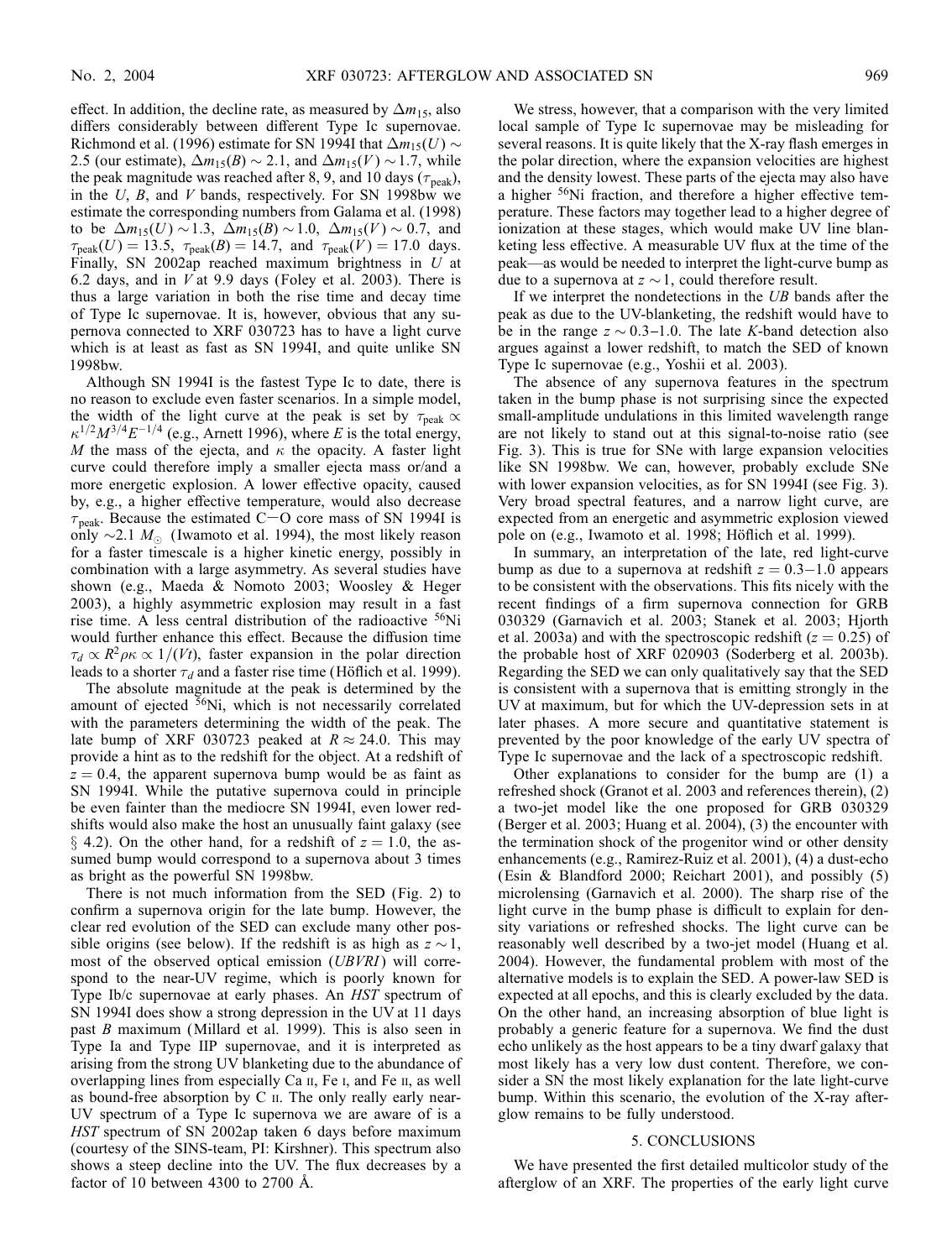effect. In addition, the decline rate, as measured by $\Delta m_{15}$, also differs considerably between different Type Ic supernovae. Richmond et al. (1996) estimate for SN 1994I that $\Delta m_{15}(U) \sim 2.5$ (our estimate), $\Delta m_{15}(B) \sim 2.1$, and $\Delta m_{15}(V) \sim 1.7$, while the peak magnitude was reached after 8, 9, and 10 days ($\tau_{\rm peak}$), in the $U$, $B$, and $V$ bands, respectively. For SN 1998bw we estimate the corresponding numbers from Galama et al. (1998) to be $\Delta m_{15}(U) \sim 1.3$, $\Delta m_{15}(B) \sim 1.0$, $\Delta m_{15}(V) \sim 0.7$, and $\tau_{\rm peak}(U) = 13.5$, $\tau_{\rm peak}(B) = 14.7$, and $\tau_{\rm peak}(V) = 17.0$ days. Finally, SN 2002ap reached maximum brightness in $U$ at 6.2 days, and in $V$ at 9.9 days (Foley et al. 2003). There is thus a large variation in both the rise time and decay time of Type Ic supernovae. It is, however, obvious that any supernova connected to XRF 030723 has to have a light curve which is at least as fast as SN 1994I, and quite unlike SN 1998bw.

Although SN 1994I is the fastest Type Ic to date, there is no reason to exclude even faster scenarios. In a simple model, the width of the light curve at the peak is set by $\tau_{\rm peak} \propto \kappa^{1/2} M^{3/4} E^{-1/4}$ (e.g., Arnett 1996), where $E$ is the total energy, $M$ the mass of the ejecta, and $\kappa$ the opacity. A faster light curve could therefore imply a smaller ejecta mass or/and a more energetic explosion. A lower effective opacity, caused by, e.g., a higher effective temperature, would also decrease $\tau_{\rm peak}$. Because the estimated C—O core mass of SN 1994I is only $\sim 2.1\ M_{\odot}$ (Iwamoto et al. 1994), the most likely reason for a faster timescale is a higher kinetic energy, possibly in combination with a large asymmetry. As several studies have shown (e.g., Maeda & Nomoto 2003; Woosley & Heger 2003), a highly asymmetric explosion may result in a fast rise time. A less central distribution of the radioactive $^{56}$Ni would further enhance this effect. Because the diffusion time $\tau_d \propto R^2 \rho \kappa \propto 1/(Vt)$, faster expansion in the polar direction leads to a shorter $\tau_d$ and a faster rise time (Höflich et al. 1999).

The absolute magnitude at the peak is determined by the amount of ejected $^{56}$Ni, which is not necessarily correlated with the parameters determining the width of the peak. The late bump of XRF 030723 peaked at $R \approx 24.0$. This may provide a hint as to the redshift for the object. At a redshift of $z = 0.4$, the apparent supernova bump would be as faint as SN 1994I. While the putative supernova could in principle be even fainter than the mediocre SN 1994I, even lower redshifts would also make the host an unusually faint galaxy (see § 4.2). On the other hand, for a redshift of $z = 1.0$, the assumed bump would correspond to a supernova about 3 times as bright as the powerful SN 1998bw.

There is not much information from the SED (Fig. 2) to confirm a supernova origin for the late bump. However, the clear red evolution of the SED can exclude many other possible origins (see below). If the redshift is as high as $z \sim 1$, most of the observed optical emission (*UBVRI*) will correspond to the near-UV regime, which is poorly known for Type Ib/c supernovae at early phases. An *HST* spectrum of SN 1994I does show a strong depression in the UV at 11 days past $B$ maximum (Millard et al. 1999). This is also seen in Type Ia and Type IIP supernovae, and it is interpreted as arising from the strong UV blanketing due to the abundance of overlapping lines from especially Ca II, Fe I, and Fe II, as well as bound-free absorption by C II. The only really early near-UV spectrum of a Type Ic supernova we are aware of is a *HST* spectrum of SN 2002ap taken 6 days before maximum (courtesy of the SINS-team, PI: Kirshner). This spectrum also shows a steep decline into the UV. The flux decreases by a factor of 10 between 4300 to 2700 Å.

We stress, however, that a comparison with the very limited local sample of Type Ic supernovae may be misleading for several reasons. It is quite likely that the X-ray flash emerges in the polar direction, where the expansion velocities are highest and the density lowest. These parts of the ejecta may also have a higher $^{56}$Ni fraction, and therefore a higher effective temperature. These factors may together lead to a higher degree of ionization at these stages, which would make UV line blanketing less effective. A measurable UV flux at the time of the peak—as would be needed to interpret the light-curve bump as due to a supernova at $z \sim 1$, could therefore result.

If we interpret the nondetections in the *UB* bands after the peak as due to the UV-blanketing, the redshift would have to be in the range $z \sim 0.3$–$1.0$. The late $K$-band detection also argues against a lower redshift, to match the SED of known Type Ic supernovae (e.g., Yoshii et al. 2003).

The absence of any supernova features in the spectrum taken in the bump phase is not surprising since the expected small-amplitude undulations in this limited wavelength range are not likely to stand out at this signal-to-noise ratio (see Fig. 3). This is true for SNe with large expansion velocities like SN 1998bw. We can, however, probably exclude SNe with lower expansion velocities, as for SN 1994I (see Fig. 3). Very broad spectral features, and a narrow light curve, are expected from an energetic and asymmetric explosion viewed pole on (e.g., Iwamoto et al. 1998; Höflich et al. 1999).

In summary, an interpretation of the late, red light-curve bump as due to a supernova at redshift $z = 0.3$–$1.0$ appears to be consistent with the observations. This fits nicely with the recent findings of a firm supernova connection for GRB 030329 (Garnavich et al. 2003; Stanek et al. 2003; Hjorth et al. 2003a) and with the spectroscopic redshift ($z = 0.25$) of the probable host of XRF 020903 (Soderberg et al. 2003b). Regarding the SED we can only qualitatively say that the SED is consistent with a supernova that is emitting strongly in the UV at maximum, but for which the UV-depression sets in at later phases. A more secure and quantitative statement is prevented by the poor knowledge of the early UV spectra of Type Ic supernovae and the lack of a spectroscopic redshift.

Other explanations to consider for the bump are (1) a refreshed shock (Granot et al. 2003 and references therein), (2) a two-jet model like the one proposed for GRB 030329 (Berger et al. 2003; Huang et al. 2004), (3) the encounter with the termination shock of the progenitor wind or other density enhancements (e.g., Ramirez-Ruiz et al. 2001), (4) a dust-echo (Esin & Blandford 2000; Reichart 2001), and possibly (5) microlensing (Garnavich et al. 2000). The sharp rise of the light curve in the bump phase is difficult to explain for density variations or refreshed shocks. The light curve can be reasonably well described by a two-jet model (Huang et al. 2004). However, the fundamental problem with most of the alternative models is to explain the SED. A power-law SED is expected at all epochs, and this is clearly excluded by the data. On the other hand, an increasing absorption of blue light is probably a generic feature for a supernova. We find the dust echo unlikely as the host appears to be a tiny dwarf galaxy that most likely has a very low dust content. Therefore, we consider a SN the most likely explanation for the late light-curve bump. Within this scenario, the evolution of the X-ray afterglow remains to be fully understood.

## 5. CONCLUSIONS

We have presented the first detailed multicolor study of the afterglow of an XRF. The properties of the early light curve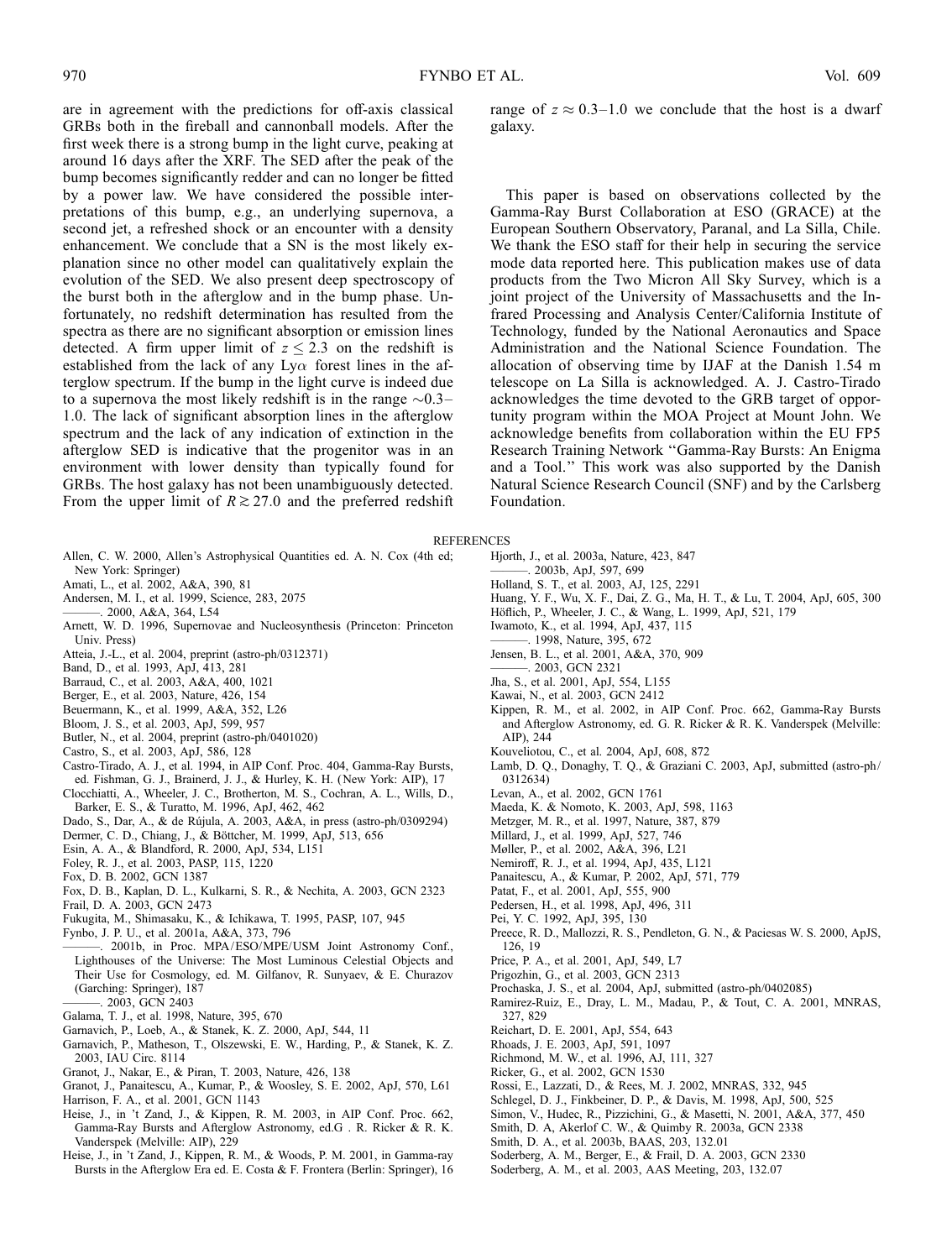are in agreement with the predictions for off-axis classical GRBs both in the fireball and cannonball models. After the first week there is a strong bump in the light curve, peaking at around 16 days after the XRF. The SED after the peak of the bump becomes significantly redder and can no longer be fitted by a power law. We have considered the possible interpretations of this bump, e.g., an underlying supernova, a second jet, a refreshed shock or an encounter with a density enhancement. We conclude that a SN is the most likely explanation since no other model can qualitatively explain the evolution of the SED. We also present deep spectroscopy of the burst both in the afterglow and in the bump phase. Unfortunately, no redshift determination has resulted from the spectra as there are no significant absorption or emission lines detected. A firm upper limit of $z \leq 2.3$ on the redshift is established from the lack of any Ly$\alpha$ forest lines in the afterglow spectrum. If the bump in the light curve is indeed due to a supernova the most likely redshift is in the range $\sim$0.3–1.0. The lack of significant absorption lines in the afterglow spectrum and the lack of any indication of extinction in the afterglow SED is indicative that the progenitor was in an environment with lower density than typically found for GRBs. The host galaxy has not been unambiguously detected. From the upper limit of $R \gtrsim 27.0$ and the preferred redshift range of $z \approx 0.3$–1.0 we conclude that the host is a dwarf galaxy.

This paper is based on observations collected by the Gamma-Ray Burst Collaboration at ESO (GRACE) at the European Southern Observatory, Paranal, and La Silla, Chile. We thank the ESO staff for their help in securing the service mode data reported here. This publication makes use of data products from the Two Micron All Sky Survey, which is a joint project of the University of Massachusetts and the Infrared Processing and Analysis Center/California Institute of Technology, funded by the National Aeronautics and Space Administration and the National Science Foundation. The allocation of observing time by IJAF at the Danish 1.54 m telescope on La Silla is acknowledged. A. J. Castro-Tirado acknowledges the time devoted to the GRB target of opportunity program within the MOA Project at Mount John. We acknowledge benefits from collaboration within the EU FP5 Research Training Network ''Gamma-Ray Bursts: An Enigma and a Tool.'' This work was also supported by the Danish Natural Science Research Council (SNF) and by the Carlsberg Foundation.

## REFERENCES

Allen, C. W. 2000, Allen's Astrophysical Quantities ed. A. N. Cox (4th ed; New York: Springer)
Amati, L., et al. 2002, A&A, 390, 81
Andersen, M. I., et al. 1999, Science, 283, 2075
———. 2000, A&A, 364, L54
Arnett, W. D. 1996, Supernovae and Nucleosynthesis (Princeton: Princeton Univ. Press)
Atteia, J.-L., et al. 2004, preprint (astro-ph/0312371)
Band, D., et al. 1993, ApJ, 413, 281
Barraud, C., et al. 2003, A&A, 400, 1021
Berger, E., et al. 2003, Nature, 426, 154
Beuermann, K., et al. 1999, A&A, 352, L26
Bloom, J. S., et al. 2003, ApJ, 599, 957
Butler, N., et al. 2004, preprint (astro-ph/0401020)
Castro, S., et al. 2003, ApJ, 586, 128
Castro-Tirado, A. J., et al. 1994, in AIP Conf. Proc. 404, Gamma-Ray Bursts, ed. Fishman, G. J., Brainerd, J. J., & Hurley, K. H. (New York: AIP), 17
Clocchiatti, A., Wheeler, J. C., Brotherton, M. S., Cochran, A. L., Wills, D., Barker, E. S., & Turatto, M. 1996, ApJ, 462, 462
Dado, S., Dar, A., & de Rújula, A. 2003, A&A, in press (astro-ph/0309294)
Dermer, C. D., Chiang, J., & Böttcher, M. 1999, ApJ, 513, 656
Esin, A. A., & Blandford, R. 2000, ApJ, 534, L151
Foley, R. J., et al. 2003, PASP, 115, 1220
Fox, D. B. 2002, GCN 1387
Fox, D. B., Kaplan, D. L., Kulkarni, S. R., & Nechita, A. 2003, GCN 2323
Frail, D. A. 2003, GCN 2473
Fukugita, M., Shimasaku, K., & Ichikawa, T. 1995, PASP, 107, 945
Fynbo, J. P. U., et al. 2001a, A&A, 373, 796
———. 2001b, in Proc. MPA/ESO/MPE/USM Joint Astronomy Conf., Lighthouses of the Universe: The Most Luminous Celestial Objects and Their Use for Cosmology, ed. M. Gilfanov, R. Sunyaev, & E. Churazov (Garching: Springer), 187
———. 2003, GCN 2403
Galama, T. J., et al. 1998, Nature, 395, 670
Garnavich, P., Loeb, A., & Stanek, K. Z. 2000, ApJ, 544, 11
Garnavich, P., Matheson, T., Olszewski, E. W., Harding, P., & Stanek, K. Z. 2003, IAU Circ. 8114
Granot, J., Nakar, E., & Piran, T. 2003, Nature, 426, 138
Granot, J., Panaitescu, A., Kumar, P., & Woosley, S. E. 2002, ApJ, 570, L61
Harrison, F. A., et al. 2001, GCN 1143
Heise, J., in 't Zand, J., & Kippen, R. M. 2003, in AIP Conf. Proc. 662, Gamma-Ray Bursts and Afterglow Astronomy, ed.G . R. Ricker & R. K. Vanderspek (Melville: AIP), 229
Heise, J., in 't Zand, J., Kippen, R. M., & Woods, P. M. 2001, in Gamma-ray Bursts in the Afterglow Era ed. E. Costa & F. Frontera (Berlin: Springer), 16
Hjorth, J., et al. 2003a, Nature, 423, 847
———. 2003b, ApJ, 597, 699
Holland, S. T., et al. 2003, AJ, 125, 2291
Huang, Y. F., Wu, X. F., Dai, Z. G., Ma, H. T., & Lu, T. 2004, ApJ, 605, 300
Höflich, P., Wheeler, J. C., & Wang, L. 1999, ApJ, 521, 179
Iwamoto, K., et al. 1994, ApJ, 437, 115
———. 1998, Nature, 395, 672
Jensen, B. L., et al. 2001, A&A, 370, 909
———. 2003, GCN 2321
Jha, S., et al. 2001, ApJ, 554, L155
Kawai, N., et al. 2003, GCN 2412
Kippen, R. M., et al. 2002, in AIP Conf. Proc. 662, Gamma-Ray Bursts and Afterglow Astronomy, ed. G. R. Ricker & R. K. Vanderspek (Melville: AIP), 244
Kouveliotou, C., et al. 2004, ApJ, 608, 872
Lamb, D. Q., Donaghy, T. Q., & Graziani C. 2003, ApJ, submitted (astro-ph/0312634)
Levan, A., et al. 2002, GCN 1761
Maeda, K. & Nomoto, K. 2003, ApJ, 598, 1163
Metzger, M. R., et al. 1997, Nature, 387, 879
Millard, J., et al. 1999, ApJ, 527, 746
Møller, P., et al. 2002, A&A, 396, L21
Nemiroff, R. J., et al. 1994, ApJ, 435, L121
Panaitescu, A., & Kumar, P. 2002, ApJ, 571, 779
Patat, F., et al. 2001, ApJ, 555, 900
Pedersen, H., et al. 1998, ApJ, 496, 311
Pei, Y. C. 1992, ApJ, 395, 130
Preece, R. D., Mallozzi, R. S., Pendleton, G. N., & Paciesas W. S. 2000, ApJS, 126, 19
Price, P. A., et al. 2001, ApJ, 549, L7
Prigozhin, G., et al. 2003, GCN 2313
Prochaska, J. S., et al. 2004, ApJ, submitted (astro-ph/0402085)
Ramirez-Ruiz, E., Dray, L. M., Madau, P., & Tout, C. A. 2001, MNRAS, 327, 829
Reichart, D. E. 2001, ApJ, 554, 643
Rhoads, J. E. 2003, ApJ, 591, 1097
Richmond, M. W., et al. 1996, AJ, 111, 327
Ricker, G., et al. 2002, GCN 1530
Rossi, E., Lazzati, D., & Rees, M. J. 2002, MNRAS, 332, 945
Schlegel, D. J., Finkbeiner, D. P., & Davis, M. 1998, ApJ, 500, 525
Simon, V., Hudec, R., Pizzichini, G., & Masetti, N. 2001, A&A, 377, 450
Smith, D. A, Akerlof C. W., & Quimby R. 2003a, GCN 2338
Smith, D. A., et al. 2003b, BAAS, 203, 132.01
Soderberg, A. M., Berger, E., & Frail, D. A. 2003, GCN 2330
Soderberg, A. M., et al. 2003, AAS Meeting, 203, 132.07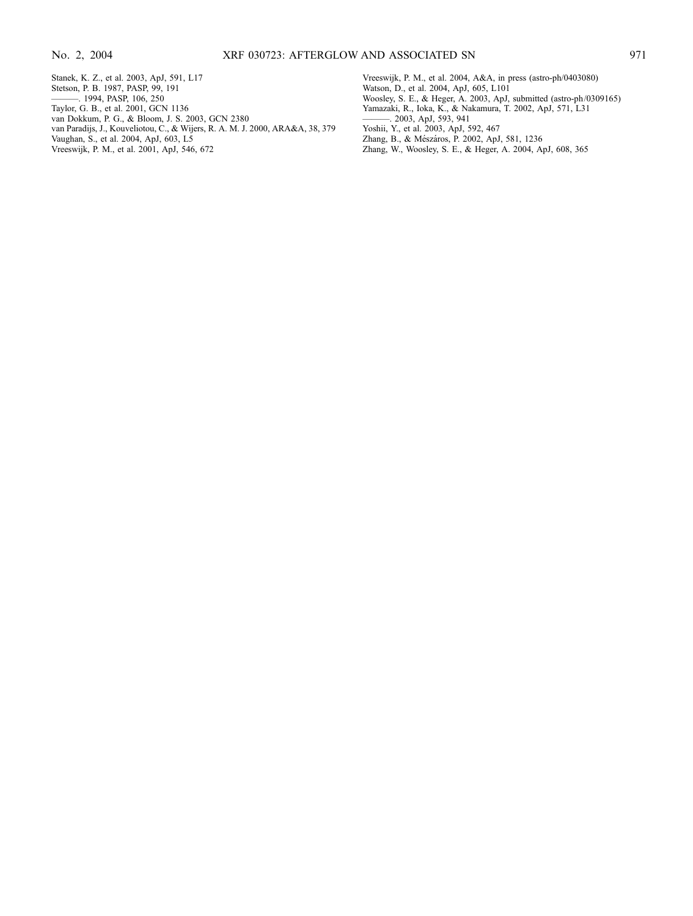Stanek, K. Z., et al. 2003, ApJ, 591, L17
Stetson, P. B. 1987, PASP, 99, 191
———. 1994, PASP, 106, 250
Taylor, G. B., et al. 2001, GCN 1136
van Dokkum, P. G., & Bloom, J. S. 2003, GCN 2380
van Paradijs, J., Kouveliotou, C., & Wijers, R. A. M. J. 2000, ARA&A, 38, 379
Vaughan, S., et al. 2004, ApJ, 603, L5
Vreeswijk, P. M., et al. 2001, ApJ, 546, 672
Vreeswijk, P. M., et al. 2004, A&A, in press (astro-ph/0403080)
Watson, D., et al. 2004, ApJ, 605, L101
Woosley, S. E., & Heger, A. 2003, ApJ, submitted (astro-ph/0309165)
Yamazaki, R., Ioka, K., & Nakamura, T. 2002, ApJ, 571, L31
———. 2003, ApJ, 593, 941
Yoshii, Y., et al. 2003, ApJ, 592, 467
Zhang, B., & Mészáros, P. 2002, ApJ, 581, 1236
Zhang, W., Woosley, S. E., & Heger, A. 2004, ApJ, 608, 365